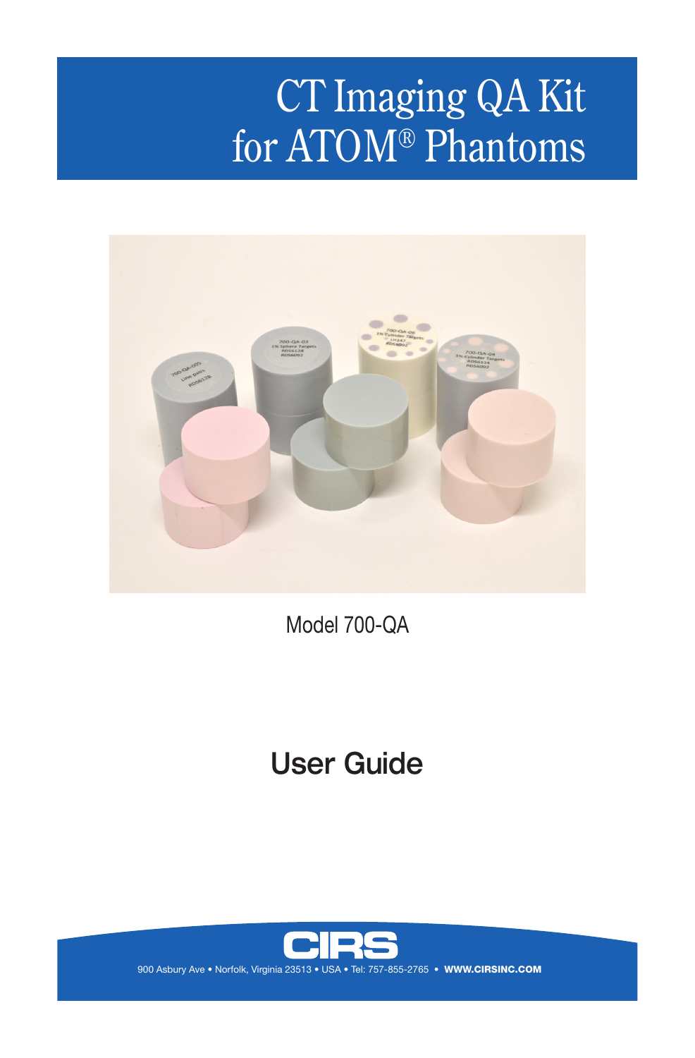# CT Imaging QA Kit for ATOM® Phantoms

Model 700-QA

## User Guide

CIRS

900 Asbury Ave • Norfolk, Virginia 23513 • USA • Tel: 757-855-2765 • **WWW.CIRSINC.COM**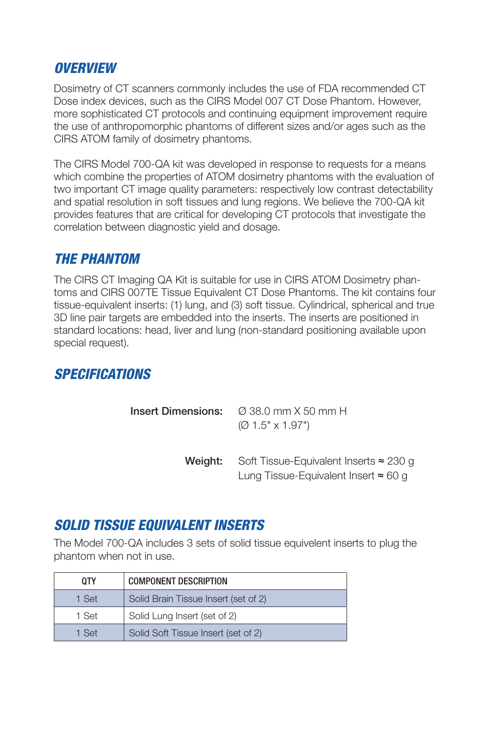## OVERVIEW

Dosimetry of CT scanners commonly includes the use of FDA recommended CT Dose index devices, such as the CIRS Model 007 CT Dose Phantom. However, more sophisticated CT protocols and continuing equipment improvement require the use of anthropomorphic phantoms of different sizes and/or ages such as the CIRS ATOM family of dosimetry phantoms.

The CIRS Model 700-QA kit was developed in response to requests for a means which combine the properties of ATOM dosimetry phantoms with the evaluation of two important CT image quality parameters: respectively low contrast detectability and spatial resolution in soft tissues and lung regions. We believe the 700-QA kit provides features that are critical for developing CT protocols that investigate the correlation between diagnostic yield and dosage.

## THE PHANTOM

The CIRS CT Imaging QA Kit is suitable for use in CIRS ATOM Dosimetry phantoms and CIRS 007TE Tissue Equivalent CT Dose Phantoms. The kit contains four tissue-equivalent inserts: (1) lung, and (3) soft tissue. Cylindrical, spherical and true 3D line pair targets are embedded into the inserts. The inserts are positioned in standard locations: head, liver and lung (non-standard positioning available upon special request).

## SPECIFICATIONS

**Insert Dimensions:** Ø 38.0 mm X 50 mm H
(Ø 1.5" x 1.97")

**Weight:** Soft Tissue-Equivalent Inserts ≈ 230 g
Lung Tissue-Equivalent Insert ≈ 60 g

## SOLID TISSUE EQUIVALENT INSERTS

The Model 700-QA includes 3 sets of solid tissue equivelent inserts to plug the phantom when not in use.

| QTY | COMPONENT DESCRIPTION |
|---|---|
| 1 Set | Solid Brain Tissue Insert (set of 2) |
| 1 Set | Solid Lung Insert (set of 2) |
| 1 Set | Solid Soft Tissue Insert (set of 2) |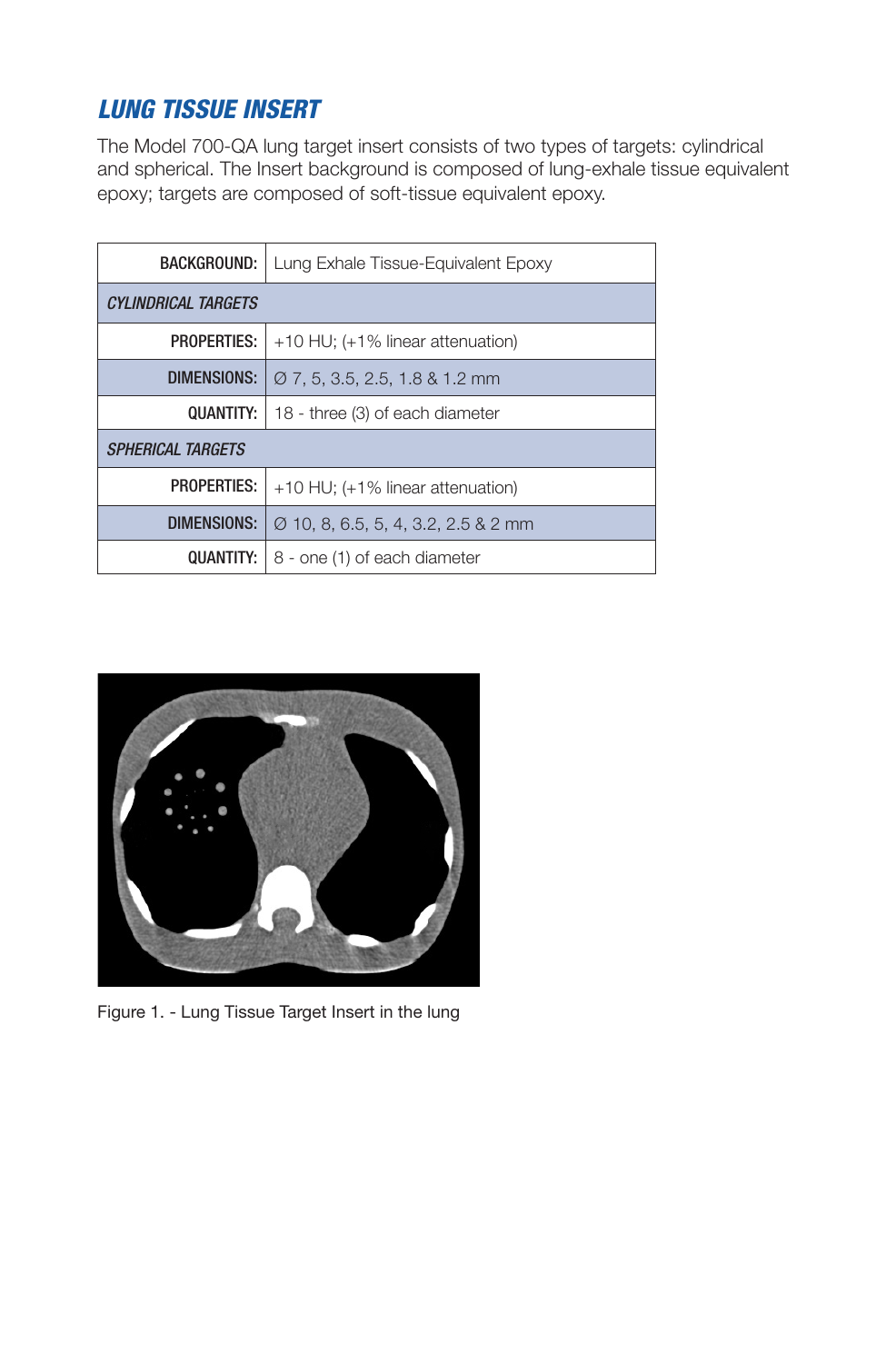## *LUNG TISSUE INSERT*

The Model 700-QA lung target insert consists of two types of targets: cylindrical and spherical. The Insert background is composed of lung-exhale tissue equivalent epoxy; targets are composed of soft-tissue equivalent epoxy.

| BACKGROUND: | Lung Exhale Tissue-Equivalent Epoxy |
|---|---|
| *CYLINDRICAL TARGETS* | |
| PROPERTIES: | +10 HU; (+1% linear attenuation) |
| DIMENSIONS: | Ø 7, 5, 3.5, 2.5, 1.8 & 1.2 mm |
| QUANTITY: | 18 - three (3) of each diameter |
| *SPHERICAL TARGETS* | |
| PROPERTIES: | +10 HU; (+1% linear attenuation) |
| DIMENSIONS: | Ø 10, 8, 6.5, 5, 4, 3.2, 2.5 & 2 mm |
| QUANTITY: | 8 - one (1) of each diameter |

Figure 1. - Lung Tissue Target Insert in the lung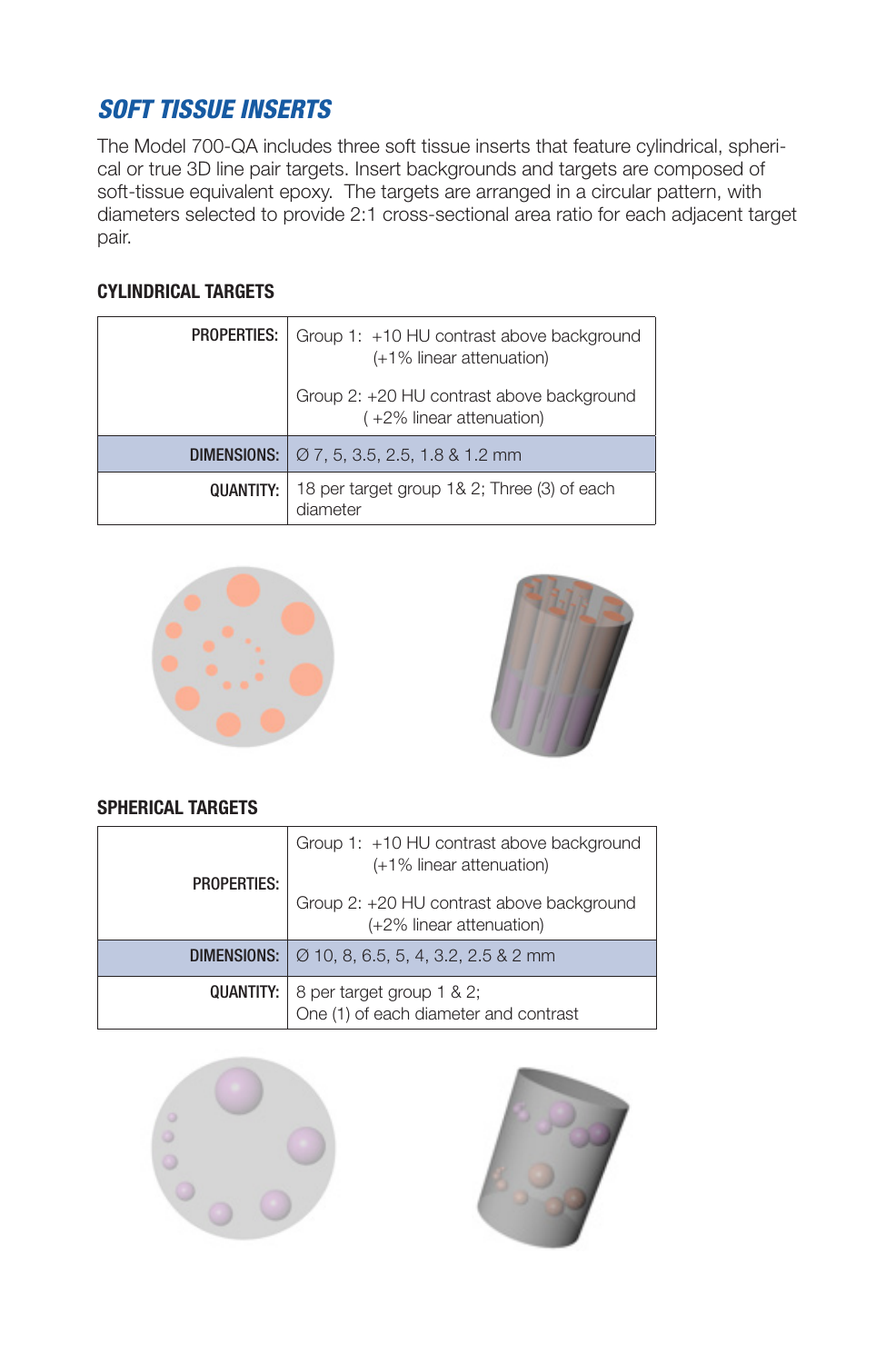## SOFT TISSUE INSERTS

The Model 700-QA includes three soft tissue inserts that feature cylindrical, spherical or true 3D line pair targets. Insert backgrounds and targets are composed of soft-tissue equivalent epoxy. The targets are arranged in a circular pattern, with diameters selected to provide 2:1 cross-sectional area ratio for each adjacent target pair.

### CYLINDRICAL TARGETS

| | |
|---|---|
| **PROPERTIES:** | Group 1: +10 HU contrast above background (+1% linear attenuation)<br><br>Group 2: +20 HU contrast above background (+2% linear attenuation) |
| **DIMENSIONS:** | Ø 7, 5, 3.5, 2.5, 1.8 & 1.2 mm |
| **QUANTITY:** | 18 per target group 1& 2; Three (3) of each diameter |

### SPHERICAL TARGETS

| | |
|---|---|
| **PROPERTIES:** | Group 1: +10 HU contrast above background (+1% linear attenuation)<br><br>Group 2: +20 HU contrast above background (+2% linear attenuation) |
| **DIMENSIONS:** | Ø 10, 8, 6.5, 5, 4, 3.2, 2.5 & 2 mm |
| **QUANTITY:** | 8 per target group 1 & 2;<br>One (1) of each diameter and contrast |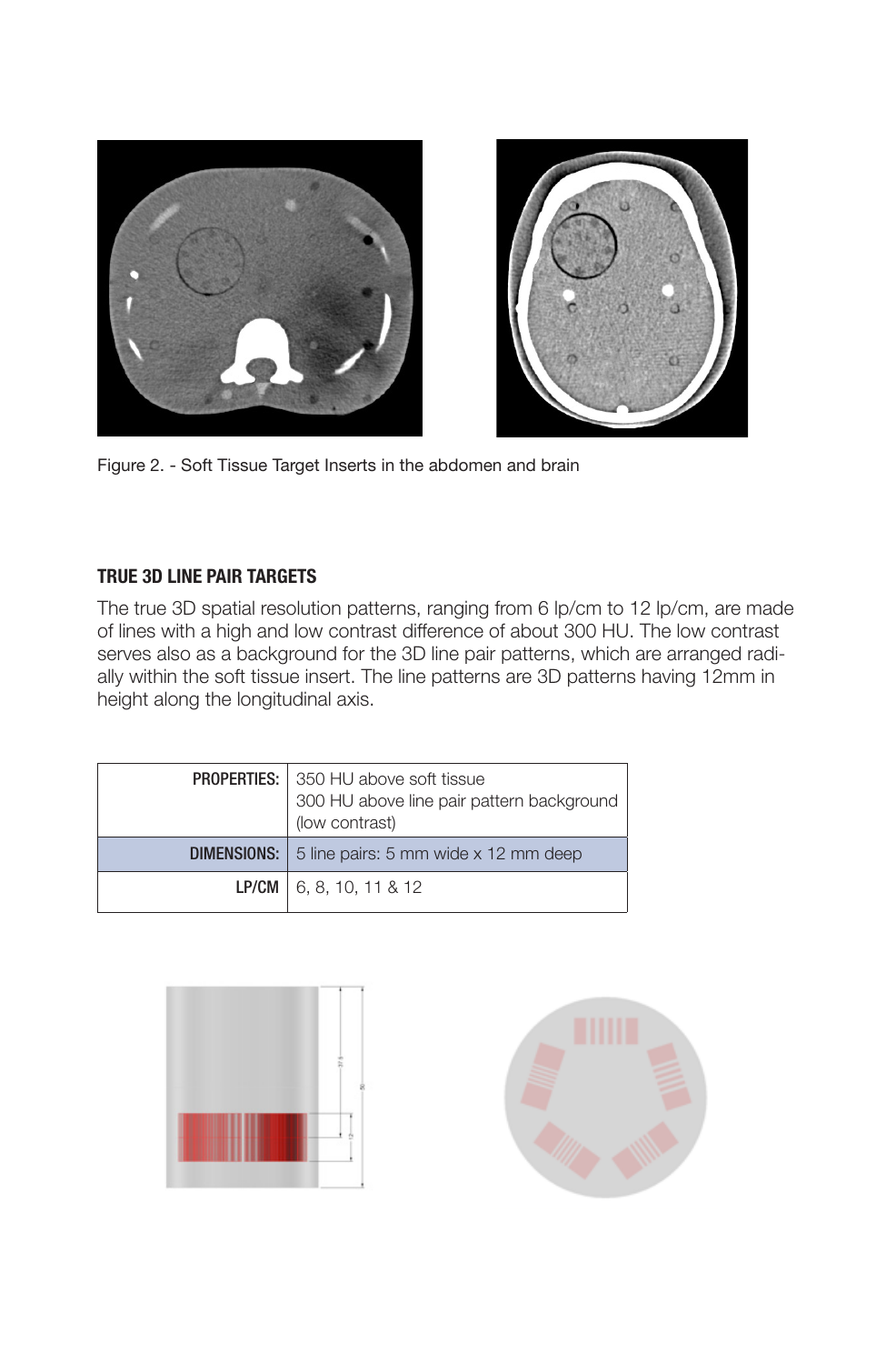Figure 2. - Soft Tissue Target Inserts in the abdomen and brain

## TRUE 3D LINE PAIR TARGETS

The true 3D spatial resolution patterns, ranging from 6 lp/cm to 12 lp/cm, are made of lines with a high and low contrast difference of about 300 HU. The low contrast serves also as a background for the 3D line pair patterns, which are arranged radially within the soft tissue insert. The line patterns are 3D patterns having 12mm in height along the longitudinal axis.

| | |
|---|---|
| **PROPERTIES:** | 350 HU above soft tissue<br>300 HU above line pair pattern background (low contrast) |
| **DIMENSIONS:** | 5 line pairs: 5 mm wide x 12 mm deep |
| **LP/CM** | 6, 8, 10, 11 & 12 |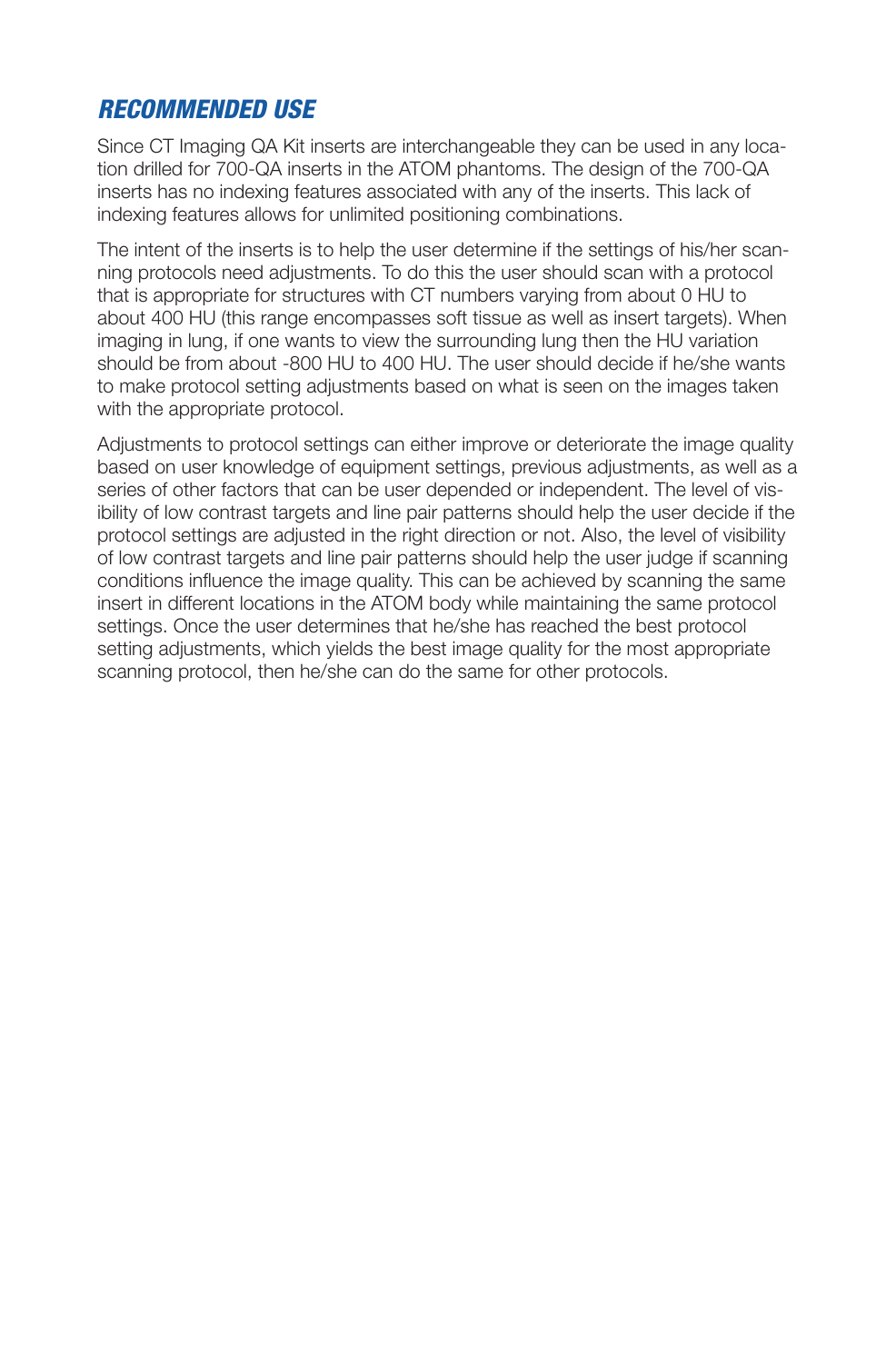## *RECOMMENDED USE*

Since CT Imaging QA Kit inserts are interchangeable they can be used in any location drilled for 700-QA inserts in the ATOM phantoms. The design of the 700-QA inserts has no indexing features associated with any of the inserts. This lack of indexing features allows for unlimited positioning combinations.

The intent of the inserts is to help the user determine if the settings of his/her scanning protocols need adjustments. To do this the user should scan with a protocol that is appropriate for structures with CT numbers varying from about 0 HU to about 400 HU (this range encompasses soft tissue as well as insert targets). When imaging in lung, if one wants to view the surrounding lung then the HU variation should be from about -800 HU to 400 HU. The user should decide if he/she wants to make protocol setting adjustments based on what is seen on the images taken with the appropriate protocol.

Adjustments to protocol settings can either improve or deteriorate the image quality based on user knowledge of equipment settings, previous adjustments, as well as a series of other factors that can be user depended or independent. The level of visibility of low contrast targets and line pair patterns should help the user decide if the protocol settings are adjusted in the right direction or not. Also, the level of visibility of low contrast targets and line pair patterns should help the user judge if scanning conditions influence the image quality. This can be achieved by scanning the same insert in different locations in the ATOM body while maintaining the same protocol settings. Once the user determines that he/she has reached the best protocol setting adjustments, which yields the best image quality for the most appropriate scanning protocol, then he/she can do the same for other protocols.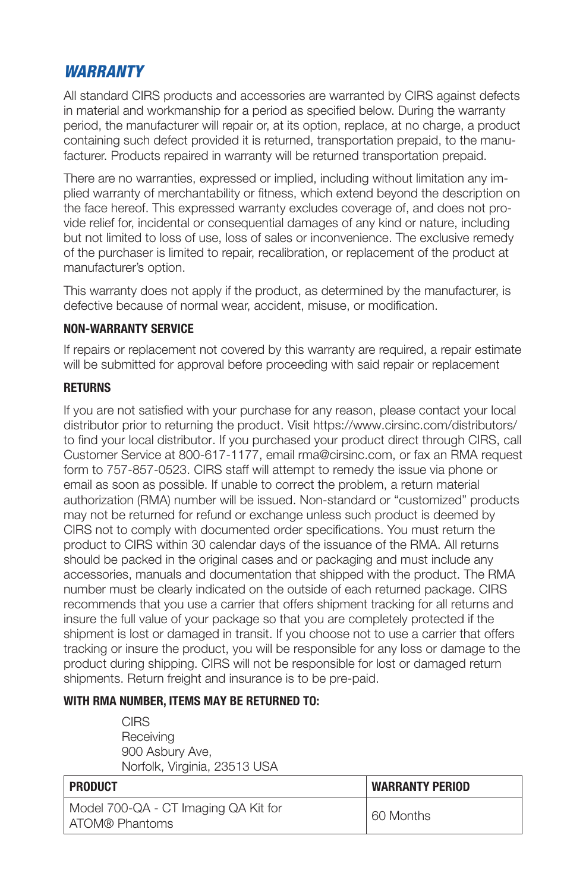## *WARRANTY*

All standard CIRS products and accessories are warranted by CIRS against defects in material and workmanship for a period as specified below. During the warranty period, the manufacturer will repair or, at its option, replace, at no charge, a product containing such defect provided it is returned, transportation prepaid, to the manufacturer. Products repaired in warranty will be returned transportation prepaid.

There are no warranties, expressed or implied, including without limitation any implied warranty of merchantability or fitness, which extend beyond the description on the face hereof. This expressed warranty excludes coverage of, and does not provide relief for, incidental or consequential damages of any kind or nature, including but not limited to loss of use, loss of sales or inconvenience. The exclusive remedy of the purchaser is limited to repair, recalibration, or replacement of the product at manufacturer's option.

This warranty does not apply if the product, as determined by the manufacturer, is defective because of normal wear, accident, misuse, or modification.

### NON-WARRANTY SERVICE

If repairs or replacement not covered by this warranty are required, a repair estimate will be submitted for approval before proceeding with said repair or replacement

### RETURNS

If you are not satisfied with your purchase for any reason, please contact your local distributor prior to returning the product. Visit https://www.cirsinc.com/distributors/ to find your local distributor. If you purchased your product direct through CIRS, call Customer Service at 800-617-1177, email rma@cirsinc.com, or fax an RMA request form to 757-857-0523. CIRS staff will attempt to remedy the issue via phone or email as soon as possible. If unable to correct the problem, a return material authorization (RMA) number will be issued. Non-standard or "customized" products may not be returned for refund or exchange unless such product is deemed by CIRS not to comply with documented order specifications. You must return the product to CIRS within 30 calendar days of the issuance of the RMA. All returns should be packed in the original cases and or packaging and must include any accessories, manuals and documentation that shipped with the product. The RMA number must be clearly indicated on the outside of each returned package. CIRS recommends that you use a carrier that offers shipment tracking for all returns and insure the full value of your package so that you are completely protected if the shipment is lost or damaged in transit. If you choose not to use a carrier that offers tracking or insure the product, you will be responsible for any loss or damage to the product during shipping. CIRS will not be responsible for lost or damaged return shipments. Return freight and insurance is to be pre-paid.

### WITH RMA NUMBER, ITEMS MAY BE RETURNED TO:

CIRS
Receiving
900 Asbury Ave,
Norfolk, Virginia, 23513 USA

| PRODUCT | WARRANTY PERIOD |
|---|---|
| Model 700-QA - CT Imaging QA Kit for ATOM® Phantoms | 60 Months |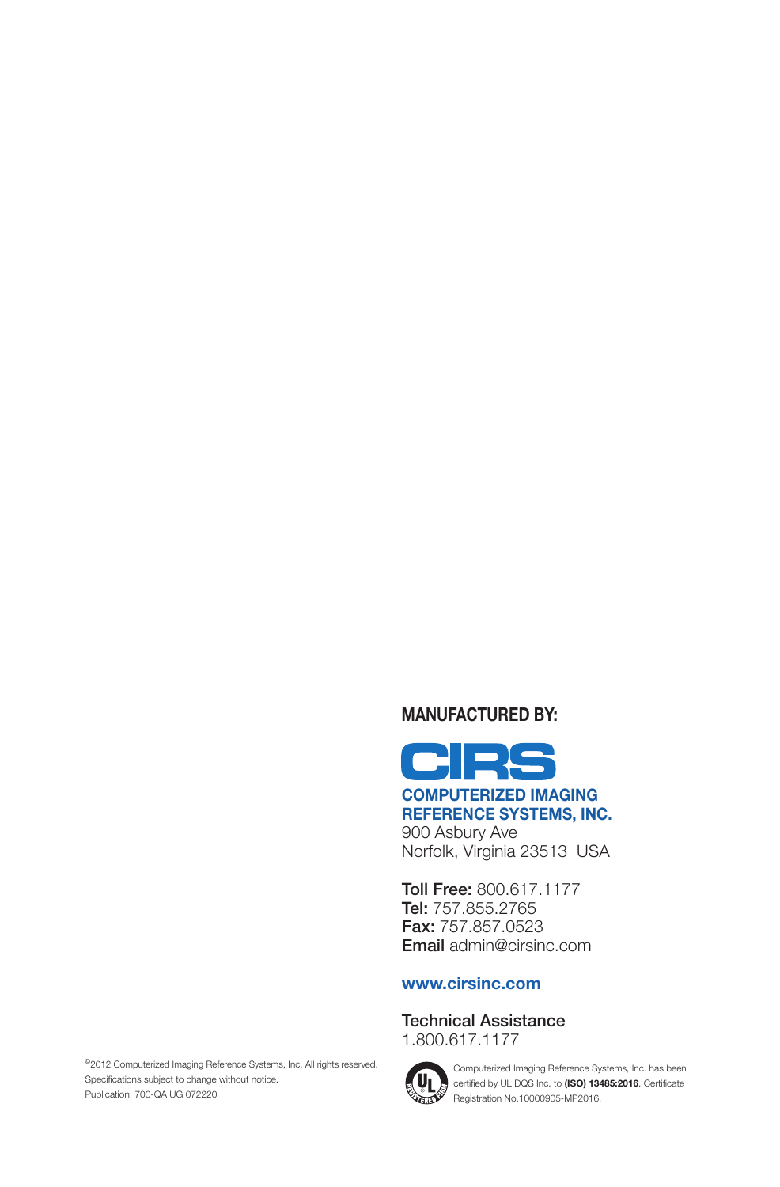**MANUFACTURED BY:**

CIRS

**COMPUTERIZED IMAGING REFERENCE SYSTEMS, INC.**
900 Asbury Ave
Norfolk, Virginia 23513 USA

**Toll Free:** 800.617.1177
**Tel:** 757.855.2765
**Fax:** 757.857.0523
**Email** admin@cirsinc.com

**www.cirsinc.com**

Technical Assistance
1.800.617.1177

Computerized Imaging Reference Systems, Inc. has been certified by UL DQS Inc. to **(ISO) 13485:2016**. Certificate Registration No.10000905-MP2016.

©2012 Computerized Imaging Reference Systems, Inc. All rights reserved.
Specifications subject to change without notice.
Publication: 700-QA UG 072220